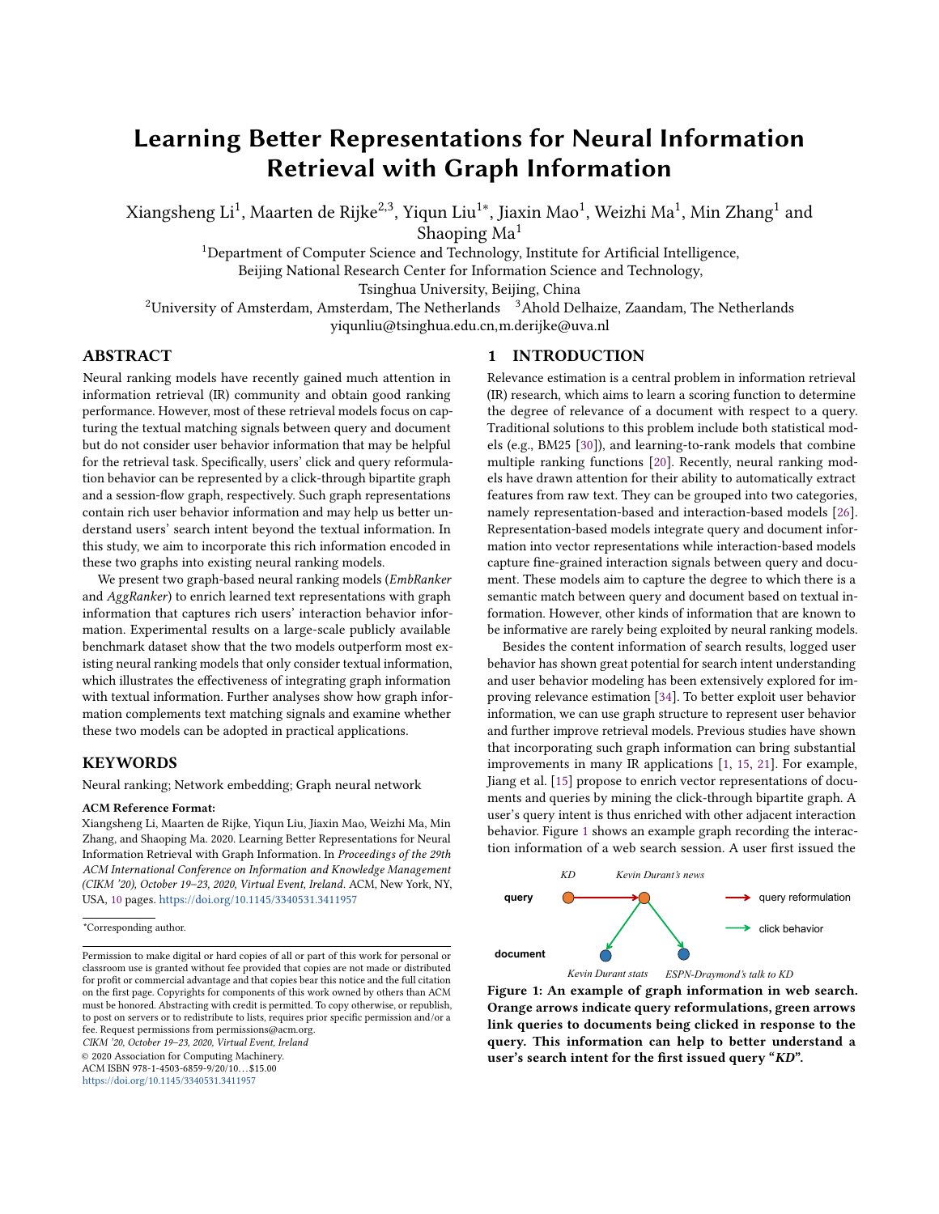# Learning Better Representations for Neural Information Retrieval with Graph Information

Xiangsheng Li[1], Maarten de Rijke[2,3], Yiqun Liu[1*], Jiaxin Mao[1], Weizhi Ma[1], Min Zhang[1] and Shaoping Ma[1]

[1]Department of Computer Science and Technology, Institute for Artificial Intelligence, Beijing National Research Center for Information Science and Technology, Tsinghua University, Beijing, China

[2]University of Amsterdam, Amsterdam, The Netherlands [3]Ahold Delhaize, Zaandam, The Netherlands

yiqunliu@tsinghua.edu.cn,m.derijke@uva.nl

## ABSTRACT

Neural ranking models have recently gained much attention in information retrieval (IR) community and obtain good ranking performance. However, most of these retrieval models focus on capturing the textual matching signals between query and document but do not consider user behavior information that may be helpful for the retrieval task. Specifically, users' click and query reformulation behavior can be represented by a click-through bipartite graph and a session-flow graph, respectively. Such graph representations contain rich user behavior information and may help us better understand users' search intent beyond the textual information. In this study, we aim to incorporate this rich information encoded in these two graphs into existing neural ranking models.

We present two graph-based neural ranking models (*EmbRanker* and *AggRanker*) to enrich learned text representations with graph information that captures rich users' interaction behavior information. Experimental results on a large-scale publicly available benchmark dataset show that the two models outperform most existing neural ranking models that only consider textual information, which illustrates the effectiveness of integrating graph information with textual information. Further analyses show how graph information complements text matching signals and examine whether these two models can be adopted in practical applications.

## KEYWORDS

Neural ranking; Network embedding; Graph neural network

**ACM Reference Format:**

Xiangsheng Li, Maarten de Rijke, Yiqun Liu, Jiaxin Mao, Weizhi Ma, Min Zhang, and Shaoping Ma. 2020. Learning Better Representations for Neural Information Retrieval with Graph Information. In *Proceedings of the 29th ACM International Conference on Information and Knowledge Management (CIKM '20), October 19–23, 2020, Virtual Event, Ireland*. ACM, New York, NY, USA, 10 pages. https://doi.org/10.1145/3340531.3411957

*Corresponding author.

Permission to make digital or hard copies of all or part of this work for personal or classroom use is granted without fee provided that copies are not made or distributed for profit or commercial advantage and that copies bear this notice and the full citation on the first page. Copyrights for components of this work owned by others than ACM must be honored. Abstracting with credit is permitted. To copy otherwise, or republish, to post on servers or to redistribute to lists, requires prior specific permission and/or a fee. Request permissions from permissions@acm.org.

*CIKM '20, October 19–23, 2020, Virtual Event, Ireland*

© 2020 Association for Computing Machinery.

ACM ISBN 978-1-4503-6859-9/20/10…$15.00

https://doi.org/10.1145/3340531.3411957

## 1 INTRODUCTION

Relevance estimation is a central problem in information retrieval (IR) research, which aims to learn a scoring function to determine the degree of relevance of a document with respect to a query. Traditional solutions to this problem include both statistical models (e.g., BM25 [30]), and learning-to-rank models that combine multiple ranking functions [20]. Recently, neural ranking models have drawn attention for their ability to automatically extract features from raw text. They can be grouped into two categories, namely representation-based and interaction-based models [26]. Representation-based models integrate query and document information into vector representations while interaction-based models capture fine-grained interaction signals between query and document. These models aim to capture the degree to which there is a semantic match between query and document based on textual information. However, other kinds of information that are known to be informative are rarely being exploited by neural ranking models.

Besides the content information of search results, logged user behavior has shown great potential for search intent understanding and user behavior modeling has been extensively explored for improving relevance estimation [34]. To better exploit user behavior information, we can use graph structure to represent user behavior and further improve retrieval models. Previous studies have shown that incorporating such graph information can bring substantial improvements in many IR applications [1, 15, 21]. For example, Jiang et al. [15] propose to enrich vector representations of documents and queries by mining the click-through bipartite graph. A user's query intent is thus enriched with other adjacent interaction behavior. Figure 1 shows an example graph recording the interaction information of a web search session. A user first issued the

**Figure 1: An example of graph information in web search. Orange arrows indicate query reformulations, green arrows link queries to documents being clicked in response to the query. This information can help to better understand a user's search intent for the first issued query "*KD*".**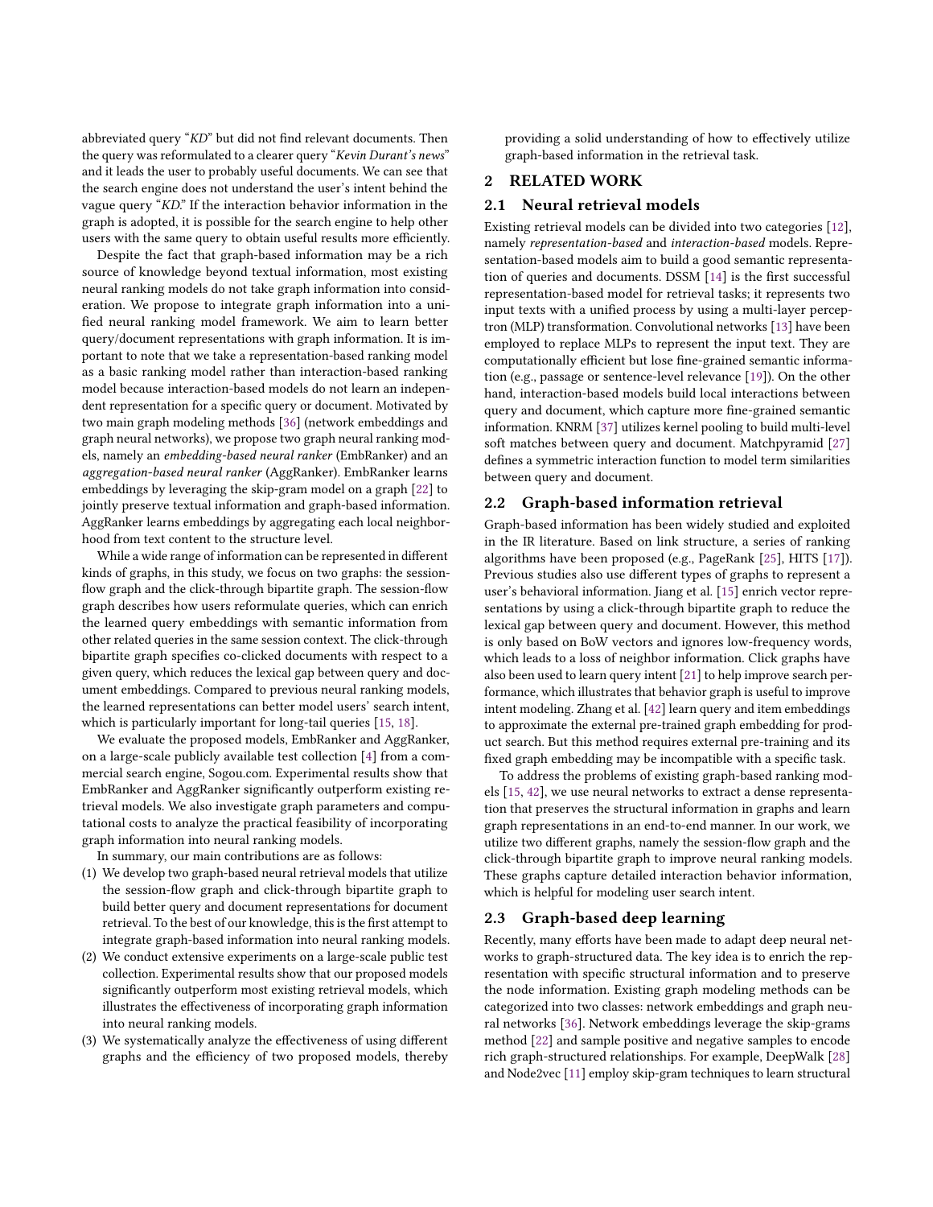abbreviated query "*KD*" but did not find relevant documents. Then the query was reformulated to a clearer query "*Kevin Durant's news*" and it leads the user to probably useful documents. We can see that the search engine does not understand the user's intent behind the vague query "*KD*." If the interaction behavior information in the graph is adopted, it is possible for the search engine to help other users with the same query to obtain useful results more efficiently.

Despite the fact that graph-based information may be a rich source of knowledge beyond textual information, most existing neural ranking models do not take graph information into consideration. We propose to integrate graph information into a unified neural ranking model framework. We aim to learn better query/document representations with graph information. It is important to note that we take a representation-based ranking model as a basic ranking model rather than interaction-based ranking model because interaction-based models do not learn an independent representation for a specific query or document. Motivated by two main graph modeling methods [36] (network embeddings and graph neural networks), we propose two graph neural ranking models, namely an *embedding-based neural ranker* (EmbRanker) and an *aggregation-based neural ranker* (AggRanker). EmbRanker learns embeddings by leveraging the skip-gram model on a graph [22] to jointly preserve textual information and graph-based information. AggRanker learns embeddings by aggregating each local neighborhood from text content to the structure level.

While a wide range of information can be represented in different kinds of graphs, in this study, we focus on two graphs: the session-flow graph and the click-through bipartite graph. The session-flow graph describes how users reformulate queries, which can enrich the learned query embeddings with semantic information from other related queries in the same session context. The click-through bipartite graph specifies co-clicked documents with respect to a given query, which reduces the lexical gap between query and document embeddings. Compared to previous neural ranking models, the learned representations can better model users' search intent, which is particularly important for long-tail queries [15, 18].

We evaluate the proposed models, EmbRanker and AggRanker, on a large-scale publicly available test collection [4] from a commercial search engine, Sogou.com. Experimental results show that EmbRanker and AggRanker significantly outperform existing retrieval models. We also investigate graph parameters and computational costs to analyze the practical feasibility of incorporating graph information into neural ranking models.

In summary, our main contributions are as follows:

1. We develop two graph-based neural retrieval models that utilize the session-flow graph and click-through bipartite graph to build better query and document representations for document retrieval. To the best of our knowledge, this is the first attempt to integrate graph-based information into neural ranking models.
2. We conduct extensive experiments on a large-scale public test collection. Experimental results show that our proposed models significantly outperform most existing retrieval models, which illustrates the effectiveness of incorporating graph information into neural ranking models.
3. We systematically analyze the effectiveness of using different graphs and the efficiency of two proposed models, thereby providing a solid understanding of how to effectively utilize graph-based information in the retrieval task.

## 2 RELATED WORK

### 2.1 Neural retrieval models

Existing retrieval models can be divided into two categories [12], namely *representation-based* and *interaction-based* models. Representation-based models aim to build a good semantic representation of queries and documents. DSSM [14] is the first successful representation-based model for retrieval tasks; it represents two input texts with a unified process by using a multi-layer perceptron (MLP) transformation. Convolutional networks [13] have been employed to replace MLPs to represent the input text. They are computationally efficient but lose fine-grained semantic information (e.g., passage or sentence-level relevance [19]). On the other hand, interaction-based models build local interactions between query and document, which capture more fine-grained semantic information. KNRM [37] utilizes kernel pooling to build multi-level soft matches between query and document. Matchpyramid [27] defines a symmetric interaction function to model term similarities between query and document.

### 2.2 Graph-based information retrieval

Graph-based information has been widely studied and exploited in the IR literature. Based on link structure, a series of ranking algorithms have been proposed (e.g., PageRank [25], HITS [17]). Previous studies also use different types of graphs to represent a user's behavioral information. Jiang et al. [15] enrich vector representations by using a click-through bipartite graph to reduce the lexical gap between query and document. However, this method is only based on BoW vectors and ignores low-frequency words, which leads to a loss of neighbor information. Click graphs have also been used to learn query intent [21] to help improve search performance, which illustrates that behavior graph is useful to improve intent modeling. Zhang et al. [42] learn query and item embeddings to approximate the external pre-trained graph embedding for product search. But this method requires external pre-training and its fixed graph embedding may be incompatible with a specific task.

To address the problems of existing graph-based ranking models [15, 42], we use neural networks to extract a dense representation that preserves the structural information in graphs and learn graph representations in an end-to-end manner. In our work, we utilize two different graphs, namely the session-flow graph and the click-through bipartite graph to improve neural ranking models. These graphs capture detailed interaction behavior information, which is helpful for modeling user search intent.

### 2.3 Graph-based deep learning

Recently, many efforts have been made to adapt deep neural networks to graph-structured data. The key idea is to enrich the representation with specific structural information and to preserve the node information. Existing graph modeling methods can be categorized into two classes: network embeddings and graph neural networks [36]. Network embeddings leverage the skip-grams method [22] and sample positive and negative samples to encode rich graph-structured relationships. For example, DeepWalk [28] and Node2vec [11] employ skip-gram techniques to learn structural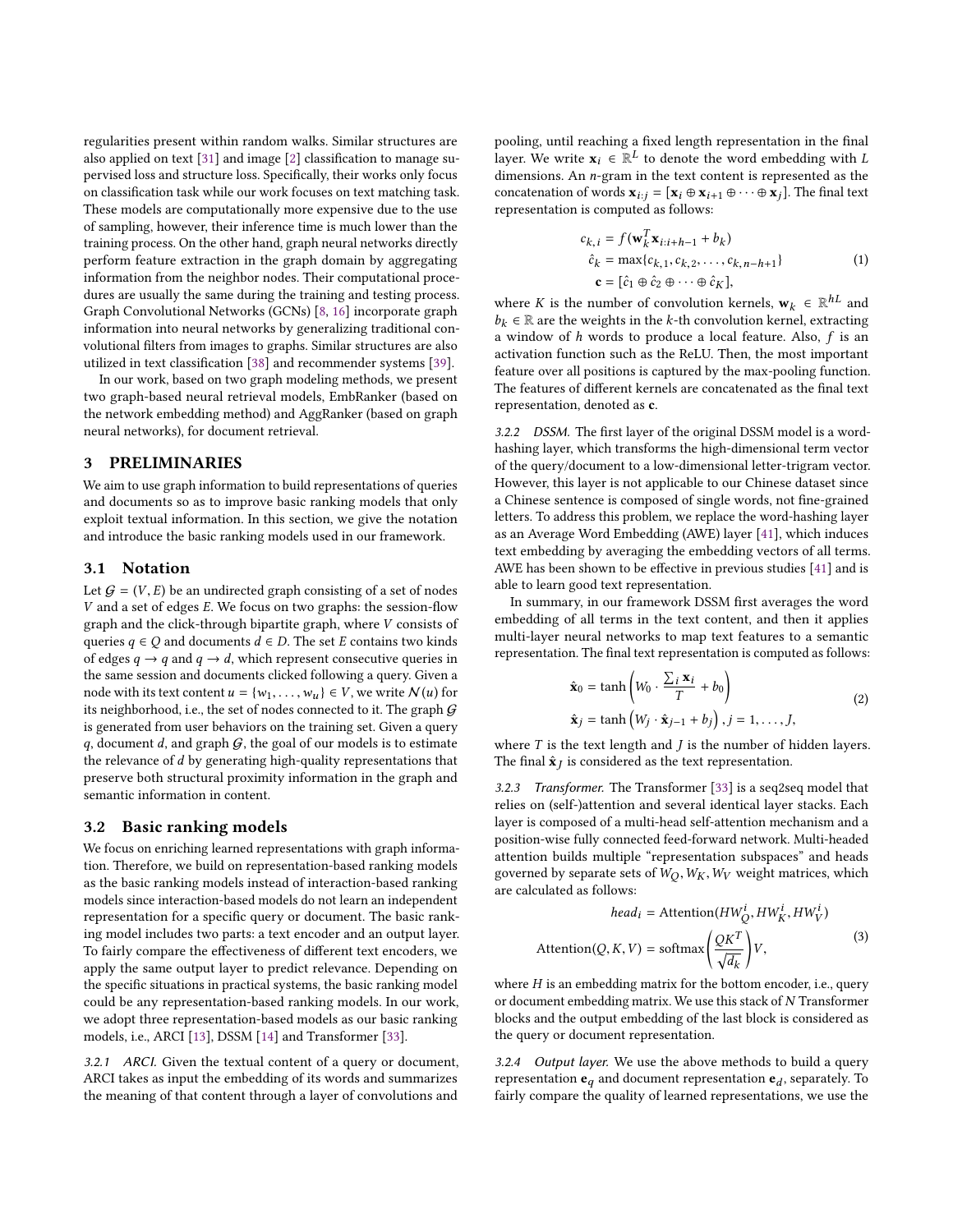regularities present within random walks. Similar structures are also applied on text [31] and image [2] classification to manage supervised loss and structure loss. Specifically, their works only focus on classification task while our work focuses on text matching task. These models are computationally more expensive due to the use of sampling, however, their inference time is much lower than the training process. On the other hand, graph neural networks directly perform feature extraction in the graph domain by aggregating information from the neighbor nodes. Their computational procedures are usually the same during the training and testing process. Graph Convolutional Networks (GCNs) [8, 16] incorporate graph information into neural networks by generalizing traditional convolutional filters from images to graphs. Similar structures are also utilized in text classification [38] and recommender systems [39].

In our work, based on two graph modeling methods, we present two graph-based neural retrieval models, EmbRanker (based on the network embedding method) and AggRanker (based on graph neural networks), for document retrieval.

# 3 PRELIMINARIES

We aim to use graph information to build representations of queries and documents so as to improve basic ranking models that only exploit textual information. In this section, we give the notation and introduce the basic ranking models used in our framework.

## 3.1 Notation

Let $\mathcal{G} = (V, E)$ be an undirected graph consisting of a set of nodes $V$ and a set of edges $E$. We focus on two graphs: the session-flow graph and the click-through bipartite graph, where $V$ consists of queries $q \in Q$ and documents $d \in D$. The set $E$ contains two kinds of edges $q \to q$ and $q \to d$, which represent consecutive queries in the same session and documents clicked following a query. Given a node with its text content $u = \{w_1, \dots, w_u\} \in V$, we write $\mathcal{N}(u)$ for its neighborhood, i.e., the set of nodes connected to it. The graph $\mathcal{G}$ is generated from user behaviors on the training set. Given a query $q$, document $d$, and graph $\mathcal{G}$, the goal of our models is to estimate the relevance of $d$ by generating high-quality representations that preserve both structural proximity information in the graph and semantic information in content.

## 3.2 Basic ranking models

We focus on enriching learned representations with graph information. Therefore, we build on representation-based ranking models as the basic ranking models instead of interaction-based ranking models since interaction-based models do not learn an independent representation for a specific query or document. The basic ranking model includes two parts: a text encoder and an output layer. To fairly compare the effectiveness of different text encoders, we apply the same output layer to predict relevance. Depending on the specific situations in practical systems, the basic ranking model could be any representation-based ranking models. In our work, we adopt three representation-based models as our basic ranking models, i.e., ARCI [13], DSSM [14] and Transformer [33].

### 3.2.1 ARCI.

Given the textual content of a query or document, ARCI takes as input the embedding of its words and summarizes the meaning of that content through a layer of convolutions and pooling, until reaching a fixed length representation in the final layer. We write $\mathbf{x}_i \in \mathbb{R}^L$ to denote the word embedding with $L$ dimensions. An $n$-gram in the text content is represented as the concatenation of words $\mathbf{x}_{i:j} = [\mathbf{x}_i \oplus \mathbf{x}_{i+1} \oplus \cdots \oplus \mathbf{x}_j]$. The final text representation is computed as follows:

$$
\begin{aligned}
c_{k,i} &= f(\mathbf{w}_k^T \mathbf{x}_{i:i+h-1} + b_k) \\
\hat{c}_k &= \max\{c_{k,1}, c_{k,2}, \dots, c_{k,n-h+1}\} \\
\mathbf{c} &= [\hat{c}_1 \oplus \hat{c}_2 \oplus \cdots \oplus \hat{c}_K],
\end{aligned}
\tag{1}
$$

where $K$ is the number of convolution kernels, $\mathbf{w}_k \in \mathbb{R}^{hL}$ and $b_k \in \mathbb{R}$ are the weights in the $k$-th convolution kernel, extracting a window of $h$ words to produce a local feature. Also, $f$ is an activation function such as the ReLU. Then, the most important feature over all positions is captured by the max-pooling function. The features of different kernels are concatenated as the final text representation, denoted as $\mathbf{c}$.

### 3.2.2 DSSM.

The first layer of the original DSSM model is a word-hashing layer, which transforms the high-dimensional term vector of the query/document to a low-dimensional letter-trigram vector. However, this layer is not applicable to our Chinese dataset since a Chinese sentence is composed of single words, not fine-grained letters. To address this problem, we replace the word-hashing layer as an Average Word Embedding (AWE) layer [41], which induces text embedding by averaging the embedding vectors of all terms. AWE has been shown to be effective in previous studies [41] and is able to learn good text representation.

In summary, in our framework DSSM first averages the word embedding of all terms in the text content, and then it applies multi-layer neural networks to map text features to a semantic representation. The final text representation is computed as follows:

$$
\begin{aligned}
\hat{\mathbf{x}}_0 &= \tanh\left(W_0 \cdot \frac{\sum_i \mathbf{x}_i}{T} + b_0\right) \\
\hat{\mathbf{x}}_j &= \tanh\left(W_j \cdot \hat{\mathbf{x}}_{j-1} + b_j\right), j = 1, \dots, J,
\end{aligned}
\tag{2}
$$

where $T$ is the text length and $J$ is the number of hidden layers. The final $\hat{\mathbf{x}}_J$ is considered as the text representation.

### 3.2.3 Transformer.

The Transformer [33] is a seq2seq model that relies on (self-)attention and several identical layer stacks. Each layer is composed of a multi-head self-attention mechanism and a position-wise fully connected feed-forward network. Multi-headed attention builds multiple "representation subspaces" and heads governed by separate sets of $W_Q, W_K, W_V$ weight matrices, which are calculated as follows:

$$
\begin{aligned}
head_i &= \text{Attention}(HW_Q^i, HW_K^i, HW_V^i) \\
\text{Attention}(Q, K, V) &= \text{softmax}\left(\frac{QK^T}{\sqrt{d_k}}\right)V,
\end{aligned}
\tag{3}
$$

where $H$ is an embedding matrix for the bottom encoder, i.e., query or document embedding matrix. We use this stack of $N$ Transformer blocks and the output embedding of the last block is considered as the query or document representation.

### 3.2.4 Output layer.

We use the above methods to build a query representation $\mathbf{e}_q$ and document representation $\mathbf{e}_d$, separately. To fairly compare the quality of learned representations, we use the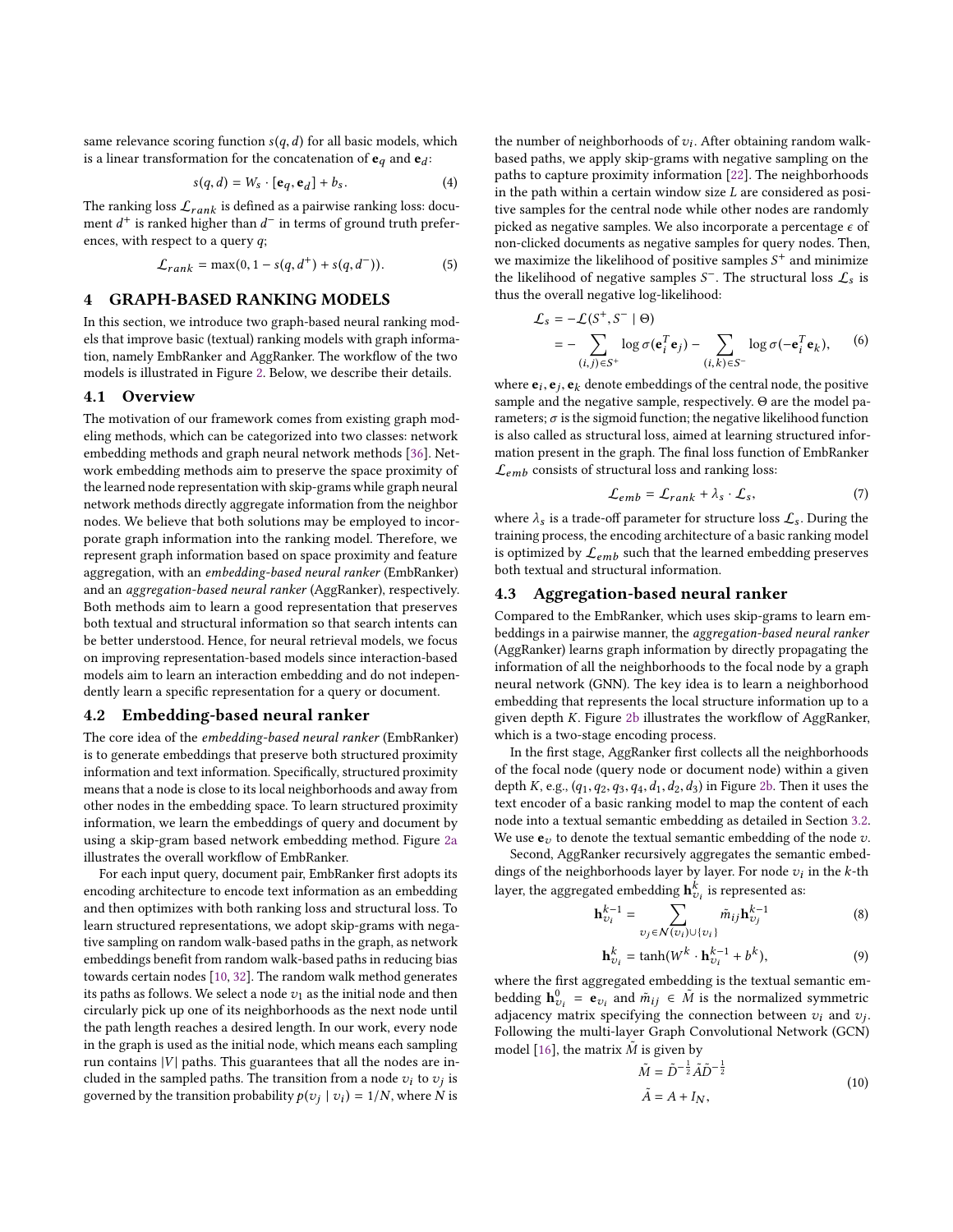same relevance scoring function $s(q, d)$ for all basic models, which is a linear transformation for the concatenation of $\mathbf{e}_q$ and $\mathbf{e}_d$:

$$s(q, d) = W_s \cdot [\mathbf{e}_q, \mathbf{e}_d] + b_s. \tag{4}$$

The ranking loss $\mathcal{L}_{rank}$ is defined as a pairwise ranking loss: document $d^+$ is ranked higher than $d^-$ in terms of ground truth preferences, with respect to a query $q$;

$$\mathcal{L}_{rank} = \max(0, 1 - s(q, d^+) + s(q, d^-)). \tag{5}$$

# 4 GRAPH-BASED RANKING MODELS

In this section, we introduce two graph-based neural ranking models that improve basic (textual) ranking models with graph information, namely EmbRanker and AggRanker. The workflow of the two models is illustrated in Figure 2. Below, we describe their details.

## 4.1 Overview

The motivation of our framework comes from existing graph modeling methods, which can be categorized into two classes: network embedding methods and graph neural network methods [36]. Network embedding methods aim to preserve the space proximity of the learned node representation with skip-grams while graph neural network methods directly aggregate information from the neighbor nodes. We believe that both solutions may be employed to incorporate graph information into the ranking model. Therefore, we represent graph information based on space proximity and feature aggregation, with an *embedding-based neural ranker* (EmbRanker) and an *aggregation-based neural ranker* (AggRanker), respectively. Both methods aim to learn a good representation that preserves both textual and structural information so that search intents can be better understood. Hence, for neural retrieval models, we focus on improving representation-based models since interaction-based models aim to learn an interaction embedding and do not independently learn a specific representation for a query or document.

## 4.2 Embedding-based neural ranker

The core idea of the *embedding-based neural ranker* (EmbRanker) is to generate embeddings that preserve both structured proximity information and text information. Specifically, structured proximity means that a node is close to its local neighborhoods and away from other nodes in the embedding space. To learn structured proximity information, we learn the embeddings of query and document by using a skip-gram based network embedding method. Figure 2a illustrates the overall workflow of EmbRanker.

For each input query, document pair, EmbRanker first adopts its encoding architecture to encode text information as an embedding and then optimizes with both ranking loss and structural loss. To learn structured representations, we adopt skip-grams with negative sampling on random walk-based paths in the graph, as network embeddings benefit from random walk-based paths in reducing bias towards certain nodes [10, 32]. The random walk method generates its paths as follows. We select a node $v_1$ as the initial node and then circularly pick up one of its neighborhoods as the next node until the path length reaches a desired length. In our work, every node in the graph is used as the initial node, which means each sampling run contains $|V|$ paths. This guarantees that all the nodes are included in the sampled paths. The transition from a node $v_i$ to $v_j$ is governed by the transition probability $p(v_j \mid v_i) = 1/N$, where $N$ is the number of neighborhoods of $v_i$. After obtaining random walk-based paths, we apply skip-grams with negative sampling on the paths to capture proximity information [22]. The neighborhoods in the path within a certain window size $L$ are considered as positive samples for the central node while other nodes are randomly picked as negative samples. We also incorporate a percentage $\epsilon$ of non-clicked documents as negative samples for query nodes. Then, we maximize the likelihood of positive samples $S^+$ and minimize the likelihood of negative samples $S^-$. The structural loss $\mathcal{L}_s$ is thus the overall negative log-likelihood:

$$\begin{aligned}
\mathcal{L}_s &= -\mathcal{L}(S^+, S^- \mid \Theta) \\
&= -\sum_{(i,j) \in S^+} \log \sigma(\mathbf{e}_i^T \mathbf{e}_j) - \sum_{(i,k) \in S^-} \log \sigma(-\mathbf{e}_i^T \mathbf{e}_k),
\end{aligned} \tag{6}$$

where $\mathbf{e}_i, \mathbf{e}_j, \mathbf{e}_k$ denote embeddings of the central node, the positive sample and the negative sample, respectively. $\Theta$ are the model parameters; $\sigma$ is the sigmoid function; the negative likelihood function is also called as structural loss, aimed at learning structured information present in the graph. The final loss function of EmbRanker $\mathcal{L}_{emb}$ consists of structural loss and ranking loss:

$$\mathcal{L}_{emb} = \mathcal{L}_{rank} + \lambda_s \cdot \mathcal{L}_s, \tag{7}$$

where $\lambda_s$ is a trade-off parameter for structure loss $\mathcal{L}_s$. During the training process, the encoding architecture of a basic ranking model is optimized by $\mathcal{L}_{emb}$ such that the learned embedding preserves both textual and structural information.

## 4.3 Aggregation-based neural ranker

Compared to the EmbRanker, which uses skip-grams to learn embeddings in a pairwise manner, the *aggregation-based neural ranker* (AggRanker) learns graph information by directly propagating the information of all the neighborhoods to the focal node by a graph neural network (GNN). The key idea is to learn a neighborhood embedding that represents the local structure information up to a given depth $K$. Figure 2b illustrates the workflow of AggRanker, which is a two-stage encoding process.

In the first stage, AggRanker first collects all the neighborhoods of the focal node (query node or document node) within a given depth $K$, e.g., $(q_1, q_2, q_3, q_4, d_1, d_2, d_3)$ in Figure 2b. Then it uses the text encoder of a basic ranking model to map the content of each node into a textual semantic embedding as detailed in Section 3.2. We use $\mathbf{e}_v$ to denote the textual semantic embedding of the node $v$.

Second, AggRanker recursively aggregates the semantic embeddings of the neighborhoods layer by layer. For node $v_i$ in the $k$-th layer, the aggregated embedding $\mathbf{h}_{v_i}^k$ is represented as:

$$\mathbf{h}_{v_i}^{k-1} = \sum_{v_j \in \mathcal{N}(v_i) \cup \{v_i\}} \tilde{m}_{ij} \mathbf{h}_{v_j}^{k-1} \tag{8}$$

$$\mathbf{h}_{v_i}^k = \tanh(W^k \cdot \mathbf{h}_{v_i}^{k-1} + b^k), \tag{9}$$

where the first aggregated embedding is the textual semantic embedding $\mathbf{h}_{v_i}^0 = \mathbf{e}_{v_i}$ and $\tilde{m}_{ij} \in \tilde{M}$ is the normalized symmetric adjacency matrix specifying the connection between $v_i$ and $v_j$. Following the multi-layer Graph Convolutional Network (GCN) model [16], the matrix $\tilde{M}$ is given by

$$\begin{aligned}
\tilde{M} &= \tilde{D}^{-\frac{1}{2}} \tilde{A} \tilde{D}^{-\frac{1}{2}} \\
\tilde{A} &= A + I_N,
\end{aligned} \tag{10}$$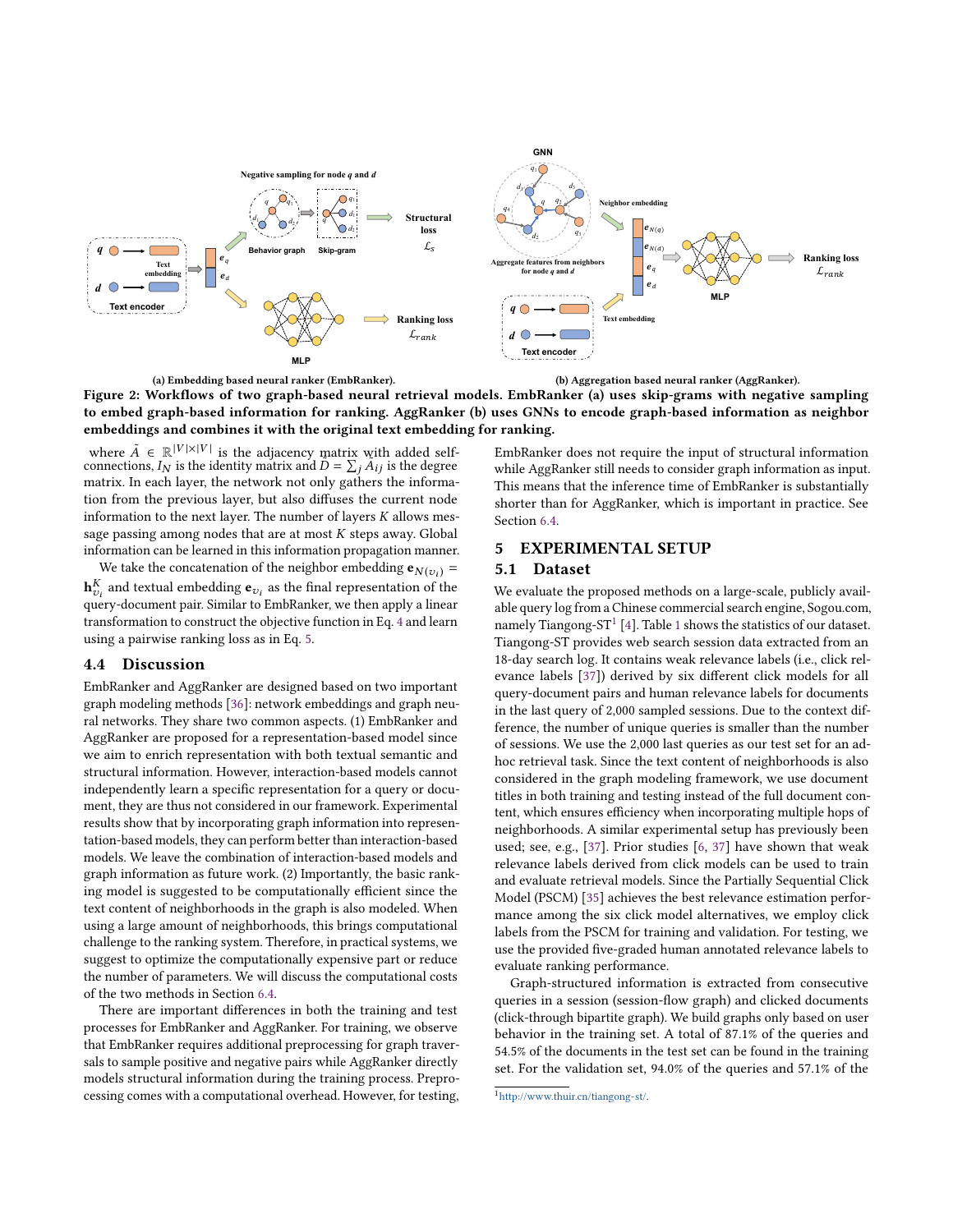(a) Embedding based neural ranker (EmbRanker).

(b) Aggregation based neural ranker (AggRanker).

**Figure 2: Workflows of two graph-based neural retrieval models. EmbRanker (a) uses skip-grams with negative sampling to embed graph-based information for ranking. AggRanker (b) uses GNNs to encode graph-based information as neighbor embeddings and combines it with the original text embedding for ranking.**

where $\tilde{A} \in \mathbb{R}^{|V|\times|V|}$ is the adjacency matrix with added self-connections, $I_N$ is the identity matrix and $\tilde{D} = \sum_j \tilde{A}_{ij}$ is the degree matrix. In each layer, the network not only gathers the information from the previous layer, but also diffuses the current node information to the next layer. The number of layers $K$ allows message passing among nodes that are at most $K$ steps away. Global information can be learned in this information propagation manner.

We take the concatenation of the neighbor embedding $\mathbf{e}_{N(v_i)} = \mathbf{h}_{v_i}^K$ and textual embedding $\mathbf{e}_{v_i}$ as the final representation of the query-document pair. Similar to EmbRanker, we then apply a linear transformation to construct the objective function in Eq. 4 and learn using a pairwise ranking loss as in Eq. 5.

## 4.4 Discussion

EmbRanker and AggRanker are designed based on two important graph modeling methods [36]: network embeddings and graph neural networks. They share two common aspects. (1) EmbRanker and AggRanker are proposed for a representation-based model since we aim to enrich representation with both textual semantic and structural information. However, interaction-based models cannot independently learn a specific representation for a query or document, they are thus not considered in our framework. Experimental results show that by incorporating graph information into representation-based models, they can perform better than interaction-based models. We leave the combination of interaction-based models and graph information as future work. (2) Importantly, the basic ranking model is suggested to be computationally efficient since the text content of neighborhoods in the graph is also modeled. When using a large amount of neighborhoods, this brings computational challenge to the ranking system. Therefore, in practical systems, we suggest to optimize the computationally expensive part or reduce the number of parameters. We will discuss the computational costs of the two methods in Section 6.4.

There are important differences in both the training and test processes for EmbRanker and AggRanker. For training, we observe that EmbRanker requires additional preprocessing for graph traversals to sample positive and negative pairs while AggRanker directly models structural information during the training process. Preprocessing comes with a computational overhead. However, for testing, EmbRanker does not require the input of structural information while AggRanker still needs to consider graph information as input. This means that the inference time of EmbRanker is substantially shorter than for AggRanker, which is important in practice. See Section 6.4.

# 5 EXPERIMENTAL SETUP

## 5.1 Dataset

We evaluate the proposed methods on a large-scale, publicly available query log from a Chinese commercial search engine, Sogou.com, namely Tiangong-ST[1] [4]. Table 1 shows the statistics of our dataset. Tiangong-ST provides web search session data extracted from an 18-day search log. It contains weak relevance labels (i.e., click relevance labels [37]) derived by six different click models for all query-document pairs and human relevance labels for documents in the last query of 2,000 sampled sessions. Due to the context difference, the number of unique queries is smaller than the number of sessions. We use the 2,000 last queries as our test set for an ad-hoc retrieval task. Since the text content of neighborhoods is also considered in the graph modeling framework, we use document titles in both training and testing instead of the full document content, which ensures efficiency when incorporating multiple hops of neighborhoods. A similar experimental setup has previously been used; see, e.g., [37]. Prior studies [6, 37] have shown that weak relevance labels derived from click models can be used to train and evaluate retrieval models. Since the Partially Sequential Click Model (PSCM) [35] achieves the best relevance estimation performance among the six click model alternatives, we employ click labels from the PSCM for training and validation. For testing, we use the provided five-graded human annotated relevance labels to evaluate ranking performance.

Graph-structured information is extracted from consecutive queries in a session (session-flow graph) and clicked documents (click-through bipartite graph). We build graphs only based on user behavior in the training set. A total of 87.1% of the queries and 54.5% of the documents in the test set can be found in the training set. For the validation set, 94.0% of the queries and 57.1% of the

[1] http://www.thuir.cn/tiangong-st/.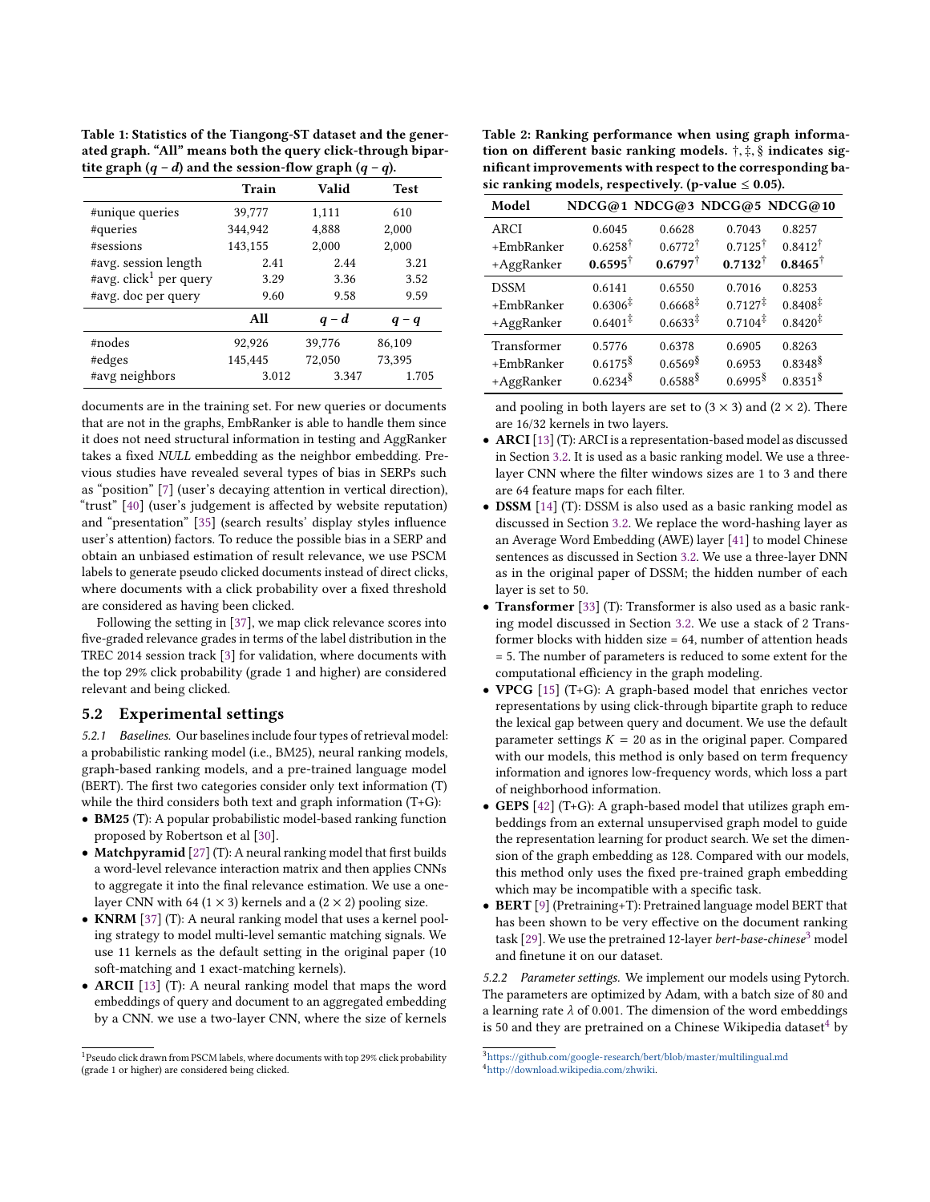Table 1: Statistics of the Tiangong-ST dataset and the generated graph. "All" means both the query click-through bipartite graph ($q-d$) and the session-flow graph ($q-q$).

| | Train | Valid | Test |
|---|---|---|---|
| #unique queries | 39,777 | 1,111 | 610 |
| #queries | 344,942 | 4,888 | 2,000 |
| #sessions | 143,155 | 2,000 | 2,000 |
| #avg. session length | 2.41 | 2.44 | 3.21 |
| #avg. click[1] per query | 3.29 | 3.36 | 3.52 |
| #avg. doc per query | 9.60 | 9.58 | 9.59 |
| | **All** | $q-d$ | $q-q$ |
| #nodes | 92,926 | 39,776 | 86,109 |
| #edges | 145,445 | 72,050 | 73,395 |
| #avg neighbors | 3.012 | 3.347 | 1.705 |

documents are in the training set. For new queries or documents that are not in the graphs, EmbRanker is able to handle them since it does not need structural information in testing and AggRanker takes a fixed *NULL* embedding as the neighbor embedding. Previous studies have revealed several types of bias in SERPs such as "position" [7] (user's decaying attention in vertical direction), "trust" [40] (user's judgement is affected by website reputation) and "presentation" [35] (search results' display styles influence user's attention) factors. To reduce the possible bias in a SERP and obtain an unbiased estimation of result relevance, we use PSCM labels to generate pseudo clicked documents instead of direct clicks, where documents with a click probability over a fixed threshold are considered as having been clicked.

Following the setting in [37], we map click relevance scores into five-graded relevance grades in terms of the label distribution in the TREC 2014 session track [3] for validation, where documents with the top 29% click probability (grade 1 and higher) are considered relevant and being clicked.

## 5.2 Experimental settings

*5.2.1 Baselines.* Our baselines include four types of retrieval model: a probabilistic ranking model (i.e., BM25), neural ranking models, graph-based ranking models, and a pre-trained language model (BERT). The first two categories consider only text information (T) while the third considers both text and graph information (T+G):

- **BM25** (T): A popular probabilistic model-based ranking function proposed by Robertson et al [30].
- **Matchpyramid** [27] (T): A neural ranking model that first builds a word-level relevance interaction matrix and then applies CNNs to aggregate it into the final relevance estimation. We use a one-layer CNN with 64 $(1 \times 3)$ kernels and a $(2 \times 2)$ pooling size.
- **KNRM** [37] (T): A neural ranking model that uses a kernel pooling strategy to model multi-level semantic matching signals. We use 11 kernels as the default setting in the original paper (10 soft-matching and 1 exact-matching kernels).
- **ARCII** [13] (T): A neural ranking model that maps the word embeddings of query and document to an aggregated embedding by a CNN. we use a two-layer CNN, where the size of kernels and pooling in both layers are set to $(3 \times 3)$ and $(2 \times 2)$. There are 16/32 kernels in two layers.
- **ARCI** [13] (T): ARCI is a representation-based model as discussed in Section 3.2. It is used as a basic ranking model. We use a three-layer CNN where the filter windows sizes are 1 to 3 and there are 64 feature maps for each filter.
- **DSSM** [14] (T): DSSM is also used as a basic ranking model as discussed in Section 3.2. We replace the word-hashing layer as an Average Word Embedding (AWE) layer [41] to model Chinese sentences as discussed in Section 3.2. We use a three-layer DNN as in the original paper of DSSM; the hidden number of each layer is set to 50.
- **Transformer** [33] (T): Transformer is also used as a basic ranking model discussed in Section 3.2. We use a stack of 2 Transformer blocks with hidden size = 64, number of attention heads = 5. The number of parameters is reduced to some extent for the computational efficiency in the graph modeling.
- **VPCG** [15] (T+G): A graph-based model that enriches vector representations by using click-through bipartite graph to reduce the lexical gap between query and document. We use the default parameter settings $K = 20$ as in the original paper. Compared with our models, this method is only based on term frequency information and ignores low-frequency words, which loss a part of neighborhood information.
- **GEPS** [42] (T+G): A graph-based model that utilizes graph embeddings from an external unsupervised graph model to guide the representation learning for product search. We set the dimension of the graph embedding as 128. Compared with our models, this method only uses the fixed pre-trained graph embedding which may be incompatible with a specific task.
- **BERT** [9] (Pretraining+T): Pretrained language model BERT that has been shown to be very effective on the document ranking task [29]. We use the pretrained 12-layer *bert-base-chinese*[3] model and finetune it on our dataset.

Table 2: Ranking performance when using graph information on different basic ranking models. †, ‡, § indicates significant improvements with respect to the corresponding basic ranking models, respectively. (p-value ≤ 0.05).

| Model | NDCG@1 | NDCG@3 | NDCG@5 | NDCG@10 |
|---|---|---|---|---|
| ARCI | 0.6045 | 0.6628 | 0.7043 | 0.8257 |
| +EmbRanker | 0.6258† | 0.6772† | 0.7125† | 0.8412† |
| +AggRanker | **0.6595†** | **0.6797†** | **0.7132†** | **0.8465†** |
| DSSM | 0.6141 | 0.6550 | 0.7016 | 0.8253 |
| +EmbRanker | 0.6306‡ | 0.6668‡ | 0.7127‡ | 0.8408‡ |
| +AggRanker | 0.6401‡ | 0.6633‡ | 0.7104‡ | 0.8420‡ |
| Transformer | 0.5776 | 0.6378 | 0.6905 | 0.8263 |
| +EmbRanker | 0.6175§ | 0.6569§ | 0.6953 | 0.8348§ |
| +AggRanker | 0.6234§ | 0.6588§ | 0.6995§ | 0.8351§ |

*5.2.2 Parameter settings.* We implement our models using Pytorch. The parameters are optimized by Adam, with a batch size of 80 and a learning rate $\lambda$ of 0.001. The dimension of the word embeddings is 50 and they are pretrained on a Chinese Wikipedia dataset[4] by

[1] Pseudo click drawn from PSCM labels, where documents with top 29% click probability (grade 1 or higher) are considered being clicked.

[3] https://github.com/google-research/bert/blob/master/multilingual.md

[4] http://download.wikipedia.com/zhwiki.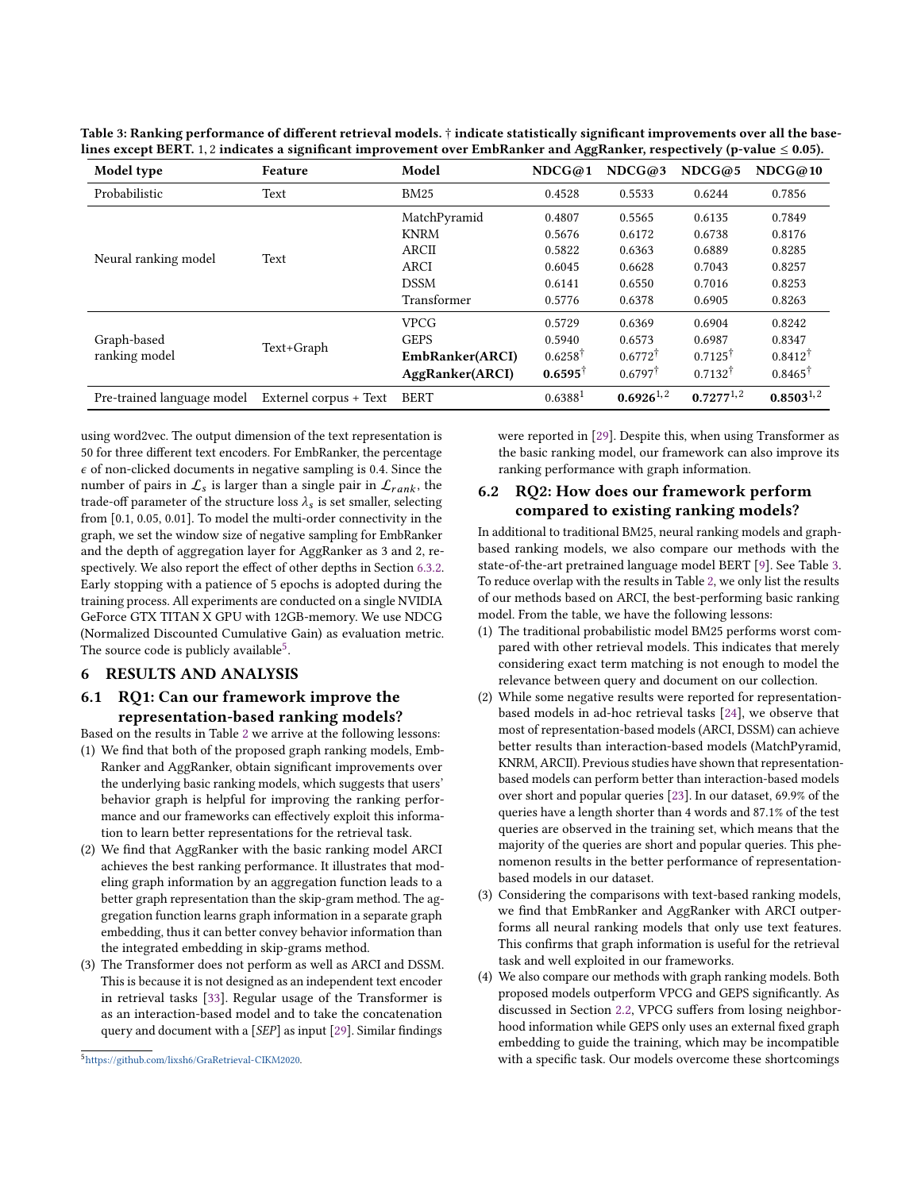Table 3: Ranking performance of different retrieval models. † indicate statistically significant improvements over all the baselines except BERT. 1, 2 indicates a significant improvement over EmbRanker and AggRanker, respectively (p-value ≤ 0.05).

| Model type | Feature | Model | NDCG@1 | NDCG@3 | NDCG@5 | NDCG@10 |
|---|---|---|---|---|---|---|
| Probabilistic | Text | BM25 | 0.4528 | 0.5533 | 0.6244 | 0.7856 |
| Neural ranking model | Text | MatchPyramid | 0.4807 | 0.5565 | 0.6135 | 0.7849 |
| | | KNRM | 0.5676 | 0.6172 | 0.6738 | 0.8176 |
| | | ARCII | 0.5822 | 0.6363 | 0.6889 | 0.8285 |
| | | ARCI | 0.6045 | 0.6628 | 0.7043 | 0.8257 |
| | | DSSM | 0.6141 | 0.6550 | 0.7016 | 0.8253 |
| | | Transformer | 0.5776 | 0.6378 | 0.6905 | 0.8263 |
| Graph-based ranking model | Text+Graph | VPCG | 0.5729 | 0.6369 | 0.6904 | 0.8242 |
| | | GEPS | 0.5940 | 0.6573 | 0.6987 | 0.8347 |
| | | **EmbRanker(ARCI)** | $0.6258^{\dagger}$ | $0.6772^{\dagger}$ | $0.7125^{\dagger}$ | $0.8412^{\dagger}$ |
| | | **AggRanker(ARCI)** | $\mathbf{0.6595}^{\dagger}$ | $0.6797^{\dagger}$ | $0.7132^{\dagger}$ | $0.8465^{\dagger}$ |
| Pre-trained language model | Externel corpus + Text | BERT | $0.6388^{1}$ | $\mathbf{0.6926}^{1,2}$ | $\mathbf{0.7277}^{1,2}$ | $\mathbf{0.8503}^{1,2}$ |

using word2vec. The output dimension of the text representation is 50 for three different text encoders. For EmbRanker, the percentage $\epsilon$ of non-clicked documents in negative sampling is 0.4. Since the number of pairs in $\mathcal{L}_s$ is larger than a single pair in $\mathcal{L}_{rank}$, the trade-off parameter of the structure loss $\lambda_s$ is set smaller, selecting from [0.1, 0.05, 0.01]. To model the multi-order connectivity in the graph, we set the window size of negative sampling for EmbRanker and the depth of aggregation layer for AggRanker as 3 and 2, respectively. We also report the effect of other depths in Section 6.3.2. Early stopping with a patience of 5 epochs is adopted during the training process. All experiments are conducted on a single NVIDIA GeForce GTX TITAN X GPU with 12GB-memory. We use NDCG (Normalized Discounted Cumulative Gain) as evaluation metric. The source code is publicly available[5].

## 6 RESULTS AND ANALYSIS

### 6.1 RQ1: Can our framework improve the representation-based ranking models?

Based on the results in Table 2 we arrive at the following lessons:

(1) We find that both of the proposed graph ranking models, EmbRanker and AggRanker, obtain significant improvements over the underlying basic ranking models, which suggests that users' behavior graph is helpful for improving the ranking performance and our frameworks can effectively exploit this information to learn better representations for the retrieval task.
(2) We find that AggRanker with the basic ranking model ARCI achieves the best ranking performance. It illustrates that modeling graph information by an aggregation function leads to a better graph representation than the skip-gram method. The aggregation function learns graph information in a separate graph embedding, thus it can better convey behavior information than the integrated embedding in skip-grams method.
(3) The Transformer does not perform as well as ARCI and DSSM. This is because it is not designed as an independent text encoder in retrieval tasks [33]. Regular usage of the Transformer is as an interaction-based model and to take the concatenation query and document with a [*SEP*] as input [29]. Similar findings were reported in [29]. Despite this, when using Transformer as the basic ranking model, our framework can also improve its ranking performance with graph information.

### 6.2 RQ2: How does our framework perform compared to existing ranking models?

In additional to traditional BM25, neural ranking models and graph-based ranking models, we also compare our methods with the state-of-the-art pretrained language model BERT [9]. See Table 3. To reduce overlap with the results in Table 2, we only list the results of our methods based on ARCI, the best-performing basic ranking model. From the table, we have the following lessons:

(1) The traditional probabilistic model BM25 performs worst compared with other retrieval models. This indicates that merely considering exact term matching is not enough to model the relevance between query and document on our collection.
(2) While some negative results were reported for representation-based models in ad-hoc retrieval tasks [24], we observe that most of representation-based models (ARCI, DSSM) can achieve better results than interaction-based models (MatchPyramid, KNRM, ARCII). Previous studies have shown that representation-based models can perform better than interaction-based models over short and popular queries [23]. In our dataset, 69.9% of the queries have a length shorter than 4 words and 87.1% of the test queries are observed in the training set, which means that the majority of the queries are short and popular queries. This phenomenon results in the better performance of representation-based models in our dataset.
(3) Considering the comparisons with text-based ranking models, we find that EmbRanker and AggRanker with ARCI outperforms all neural ranking models that only use text features. This confirms that graph information is useful for the retrieval task and well exploited in our frameworks.
(4) We also compare our methods with graph ranking models. Both proposed models outperform VPCG and GEPS significantly. As discussed in Section 2.2, VPCG suffers from losing neighborhood information while GEPS only uses an external fixed graph embedding to guide the training, which may be incompatible with a specific task. Our models overcome these shortcomings

[5] https://github.com/lixsh6/GraRetrieval-CIKM2020.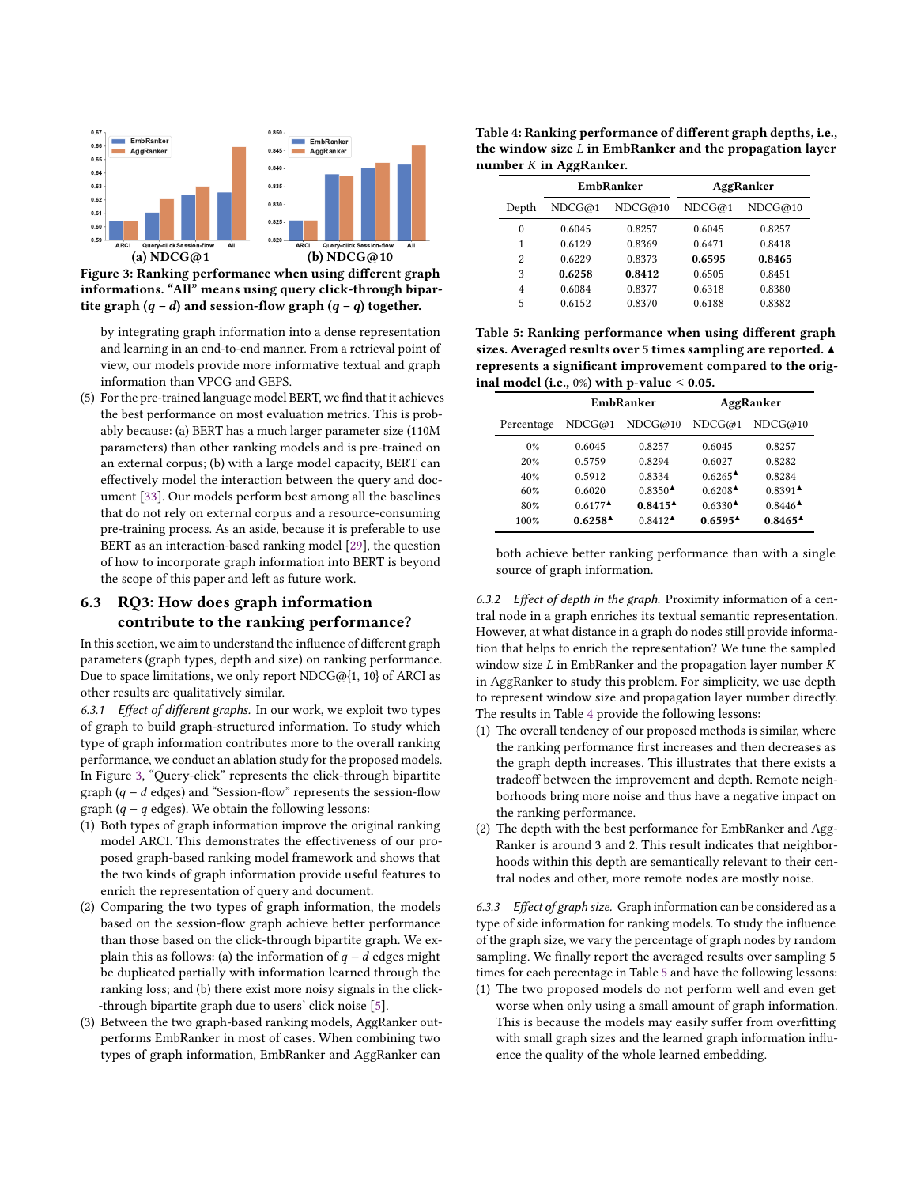Figure 3: Ranking performance when using different graph informations. "All" means using query click-through bipartite graph ($q-d$) and session-flow graph ($q-q$) together.

by integrating graph information into a dense representation and learning in an end-to-end manner. From a retrieval point of view, our models provide more informative textual and graph information than VPCG and GEPS.

(5) For the pre-trained language model BERT, we find that it achieves the best performance on most evaluation metrics. This is probably because: (a) BERT has a much larger parameter size (110M parameters) than other ranking models and is pre-trained on an external corpus; (b) with a large model capacity, BERT can effectively model the interaction between the query and document [33]. Our models perform best among all the baselines that do not rely on external corpus and a resource-consuming pre-training process. As an aside, because it is preferable to use BERT as an interaction-based ranking model [29], the question of how to incorporate graph information into BERT is beyond the scope of this paper and left as future work.

## 6.3 RQ3: How does graph information contribute to the ranking performance?

In this section, we aim to understand the influence of different graph parameters (graph types, depth and size) on ranking performance. Due to space limitations, we only report NDCG@{1, 10} of ARCI as other results are qualitatively similar.

*6.3.1 Effect of different graphs.* In our work, we exploit two types of graph to build graph-structured information. To study which type of graph information contributes more to the overall ranking performance, we conduct an ablation study for the proposed models. In Figure 3, "Query-click" represents the click-through bipartite graph ($q-d$ edges) and "Session-flow" represents the session-flow graph ($q-q$ edges). We obtain the following lessons:

(1) Both types of graph information improve the original ranking model ARCI. This demonstrates the effectiveness of our proposed graph-based ranking model framework and shows that the two kinds of graph information provide useful features to enrich the representation of query and document.
(2) Comparing the two types of graph information, the models based on the session-flow graph achieve better performance than those based on the click-through bipartite graph. We explain this as follows: (a) the information of $q-d$ edges might be duplicated partially with information learned through the ranking loss; and (b) there exist more noisy signals in the click-through bipartite graph due to users' click noise [5].
(3) Between the two graph-based ranking models, AggRanker outperforms EmbRanker in most of cases. When combining two types of graph information, EmbRanker and AggRanker can both achieve better ranking performance than with a single source of graph information.

Table 4: Ranking performance of different graph depths, i.e., the window size $L$ in EmbRanker and the propagation layer number $K$ in AggRanker.

| | EmbRanker | | AggRanker | |
|---|---|---|---|---|
| Depth | NDCG@1 | NDCG@10 | NDCG@1 | NDCG@10 |
| 0 | 0.6045 | 0.8257 | 0.6045 | 0.8257 |
| 1 | 0.6129 | 0.8369 | 0.6471 | 0.8418 |
| 2 | 0.6229 | 0.8373 | **0.6595** | **0.8465** |
| 3 | **0.6258** | **0.8412** | 0.6505 | 0.8451 |
| 4 | 0.6084 | 0.8377 | 0.6318 | 0.8380 |
| 5 | 0.6152 | 0.8370 | 0.6188 | 0.8382 |

Table 5: Ranking performance when using different graph sizes. Averaged results over 5 times sampling are reported. ▲ represents a significant improvement compared to the original model (i.e., 0%) with p-value $\leq 0.05$.

| | EmbRanker | | AggRanker | |
|---|---|---|---|---|
| Percentage | NDCG@1 | NDCG@10 | NDCG@1 | NDCG@10 |
| 0% | 0.6045 | 0.8257 | 0.6045 | 0.8257 |
| 20% | 0.5759 | 0.8294 | 0.6027 | 0.8282 |
| 40% | 0.5912 | 0.8334 | 0.6265▲ | 0.8284 |
| 60% | 0.6020 | 0.8350▲ | 0.6208▲ | 0.8391▲ |
| 80% | 0.6177▲ | **0.8415**▲ | 0.6330▲ | 0.8446▲ |
| 100% | **0.6258**▲ | 0.8412▲ | **0.6595**▲ | **0.8465**▲ |

*6.3.2 Effect of depth in the graph.* Proximity information of a central node in a graph enriches its textual semantic representation. However, at what distance in a graph do nodes still provide information that helps to enrich the representation? We tune the sampled window size $L$ in EmbRanker and the propagation layer number $K$ in AggRanker to study this problem. For simplicity, we use depth to represent window size and propagation layer number directly. The results in Table 4 provide the following lessons:

(1) The overall tendency of our proposed methods is similar, where the ranking performance first increases and then decreases as the graph depth increases. This illustrates that there exists a tradeoff between the improvement and depth. Remote neighborhoods bring more noise and thus have a negative impact on the ranking performance.
(2) The depth with the best performance for EmbRanker and AggRanker is around 3 and 2. This result indicates that neighborhoods within this depth are semantically relevant to their central nodes and other, more remote nodes are mostly noise.

*6.3.3 Effect of graph size.* Graph information can be considered as a type of side information for ranking models. To study the influence of the graph size, we vary the percentage of graph nodes by random sampling. We finally report the averaged results over sampling 5 times for each percentage in Table 5 and have the following lessons:

(1) The two proposed models do not perform well and even get worse when only using a small amount of graph information. This is because the models may easily suffer from overfitting with small graph sizes and the learned graph information influence the quality of the whole learned embedding.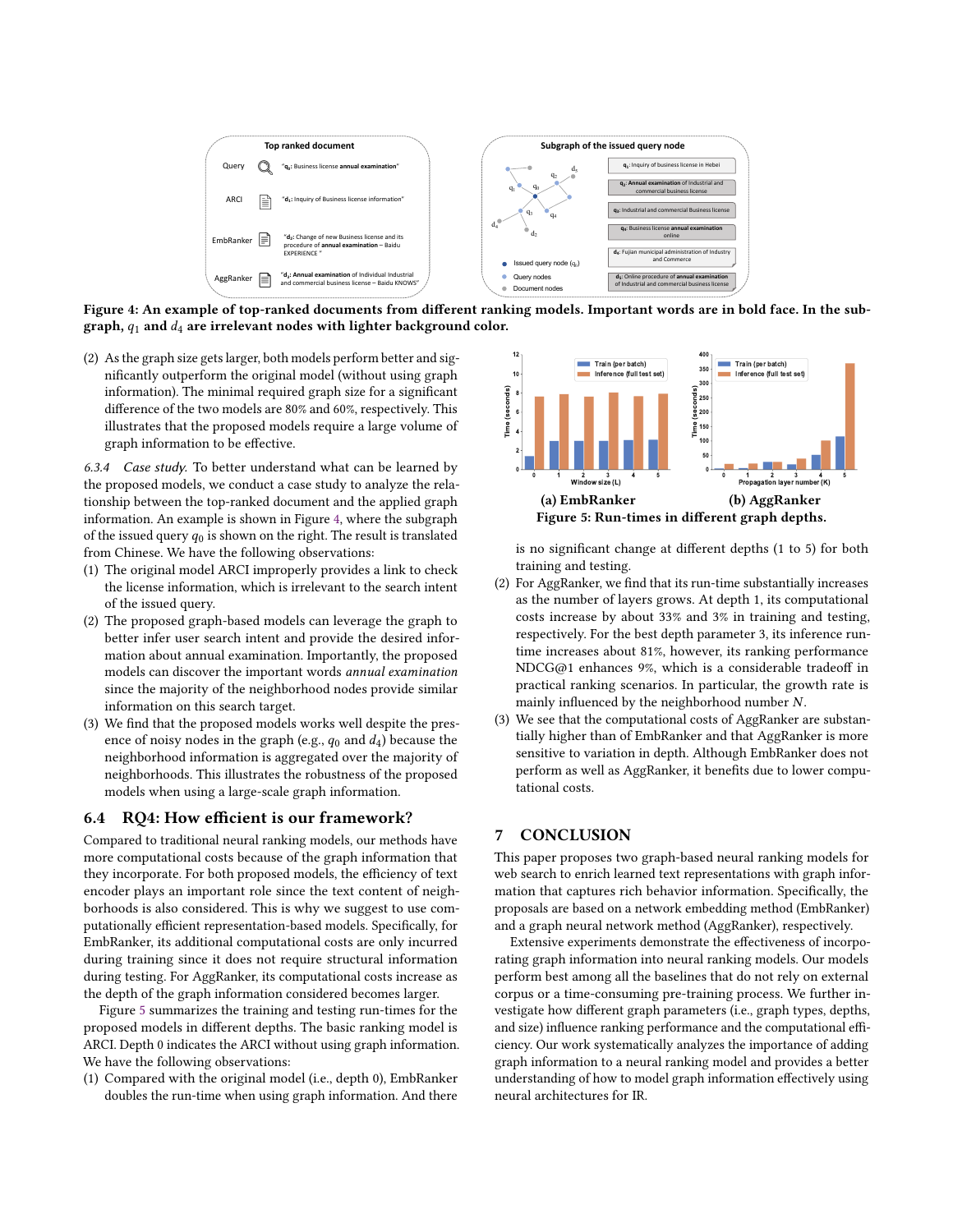**Figure 4: An example of top-ranked documents from different ranking models. Important words are in bold face. In the subgraph, $q_1$ and $d_4$ are irrelevant nodes with lighter background color.**

(2) As the graph size gets larger, both models perform better and significantly outperform the original model (without using graph information). The minimal required graph size for a significant difference of the two models are 80% and 60%, respectively. This illustrates that the proposed models require a large volume of graph information to be effective.

*6.3.4 Case study.* To better understand what can be learned by the proposed models, we conduct a case study to analyze the relationship between the top-ranked document and the applied graph information. An example is shown in Figure 4, where the subgraph of the issued query $q_0$ is shown on the right. The result is translated from Chinese. We have the following observations:

(1) The original model ARCI improperly provides a link to check the license information, which is irrelevant to the search intent of the issued query.
(2) The proposed graph-based models can leverage the graph to better infer user search intent and provide the desired information about annual examination. Importantly, the proposed models can discover the important words *annual examination* since the majority of the neighborhood nodes provide similar information on this search target.
(3) We find that the proposed models works well despite the presence of noisy nodes in the graph (e.g., $q_0$ and $d_4$) because the neighborhood information is aggregated over the majority of neighborhoods. This illustrates the robustness of the proposed models when using a large-scale graph information.

## 6.4 RQ4: How efficient is our framework?

Compared to traditional neural ranking models, our methods have more computational costs because of the graph information that they incorporate. For both proposed models, the efficiency of text encoder plays an important role since the text content of neighborhoods is also considered. This is why we suggest to use computationally efficient representation-based models. Specifically, for EmbRanker, its additional computational costs are only incurred during training since it does not require structural information during testing. For AggRanker, its computational costs increase as the depth of the graph information considered becomes larger.

Figure 5 summarizes the training and testing run-times for the proposed models in different depths. The basic ranking model is ARCI. Depth 0 indicates the ARCI without using graph information. We have the following observations:

(1) Compared with the original model (i.e., depth 0), EmbRanker doubles the run-time when using graph information. And there is no significant change at different depths (1 to 5) for both training and testing.
(2) For AggRanker, we find that its run-time substantially increases as the number of layers grows. At depth 1, its computational costs increase by about 33% and 3% in training and testing, respectively. For the best depth parameter 3, its inference run-time increases about 81%, however, its ranking performance NDCG@1 enhances 9%, which is a considerable tradeoff in practical ranking scenarios. In particular, the growth rate is mainly influenced by the neighborhood number $N$.
(3) We see that the computational costs of AggRanker are substantially higher than of EmbRanker and that AggRanker is more sensitive to variation in depth. Although EmbRanker does not perform as well as AggRanker, it benefits due to lower computational costs.

**(a) EmbRanker** **(b) AggRanker**

**Figure 5: Run-times in different graph depths.**

# 7 CONCLUSION

This paper proposes two graph-based neural ranking models for web search to enrich learned text representations with graph information that captures rich behavior information. Specifically, the proposals are based on a network embedding method (EmbRanker) and a graph neural network method (AggRanker), respectively.

Extensive experiments demonstrate the effectiveness of incorporating graph information into neural ranking models. Our models perform best among all the baselines that do not rely on external corpus or a time-consuming pre-training process. We further investigate how different graph parameters (i.e., graph types, depths, and size) influence ranking performance and the computational efficiency. Our work systematically analyzes the importance of adding graph information to a neural ranking model and provides a better understanding of how to model graph information effectively using neural architectures for IR.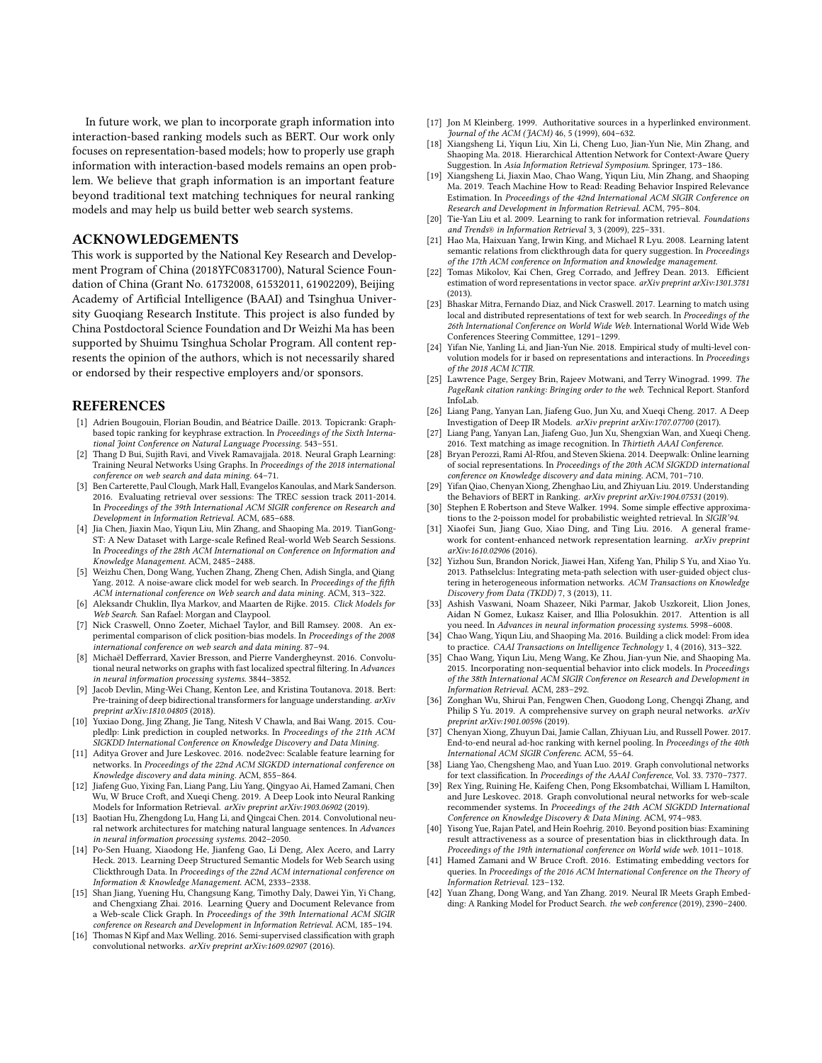In future work, we plan to incorporate graph information into interaction-based ranking models such as BERT. Our work only focuses on representation-based models; how to properly use graph information with interaction-based models remains an open problem. We believe that graph information is an important feature beyond traditional text matching techniques for neural ranking models and may help us build better web search systems.

## ACKNOWLEDGEMENTS

This work is supported by the National Key Research and Development Program of China (2018YFC0831700), Natural Science Foundation of China (Grant No. 61732008, 61532011, 61902209), Beijing Academy of Artificial Intelligence (BAAI) and Tsinghua University Guoqiang Research Institute. This project is also funded by China Postdoctoral Science Foundation and Dr Weizhi Ma has been supported by Shuimu Tsinghua Scholar Program. All content represents the opinion of the authors, which is not necessarily shared or endorsed by their respective employers and/or sponsors.

## REFERENCES

[1] Adrien Bougouin, Florian Boudin, and Béatrice Daille. 2013. Topicrank: Graph-based topic ranking for keyphrase extraction. In *Proceedings of the Sixth International Joint Conference on Natural Language Processing*. 543–551.

[2] Thang D Bui, Sujith Ravi, and Vivek Ramavajjala. 2018. Neural Graph Learning: Training Neural Networks Using Graphs. In *Proceedings of the 2018 international conference on web search and data mining*. 64–71.

[3] Ben Carterette, Paul Clough, Mark Hall, Evangelos Kanoulas, and Mark Sanderson. 2016. Evaluating retrieval over sessions: The TREC session track 2011-2014. In *Proceedings of the 39th International ACM SIGIR conference on Research and Development in Information Retrieval*. ACM, 685–688.

[4] Jia Chen, Jiaxin Mao, Yiqun Liu, Min Zhang, and Shaoping Ma. 2019. TianGong-ST: A New Dataset with Large-scale Refined Real-world Web Search Sessions. In *Proceedings of the 28th ACM International on Conference on Information and Knowledge Management*. ACM, 2485–2488.

[5] Weizhu Chen, Dong Wang, Yuchen Zhang, Zheng Chen, Adish Singla, and Qiang Yang. 2012. A noise-aware click model for web search. In *Proceedings of the fifth ACM international conference on Web search and data mining*. ACM, 313–322.

[6] Aleksandr Chuklin, Ilya Markov, and Maarten de Rijke. 2015. *Click Models for Web Search*. San Rafael: Morgan and Claypool.

[7] Nick Craswell, Onno Zoeter, Michael Taylor, and Bill Ramsey. 2008. An experimental comparison of click position-bias models. In *Proceedings of the 2008 international conference on web search and data mining*. 87–94.

[8] Michaël Defferrard, Xavier Bresson, and Pierre Vandergheynst. 2016. Convolutional neural networks on graphs with fast localized spectral filtering. In *Advances in neural information processing systems*. 3844–3852.

[9] Jacob Devlin, Ming-Wei Chang, Kenton Lee, and Kristina Toutanova. 2018. Bert: Pre-training of deep bidirectional transformers for language understanding. *arXiv preprint arXiv:1810.04805* (2018).

[10] Yuxiao Dong, Jing Zhang, Jie Tang, Nitesh V Chawla, and Bai Wang. 2015. Coupledlp: Link prediction in coupled networks. In *Proceedings of the 21th ACM SIGKDD International Conference on Knowledge Discovery and Data Mining*.

[11] Aditya Grover and Jure Leskovec. 2016. node2vec: Scalable feature learning for networks. In *Proceedings of the 22nd ACM SIGKDD international conference on Knowledge discovery and data mining*. ACM, 855–864.

[12] Jiafeng Guo, Yixing Fan, Liang Pang, Liu Yang, Qingyao Ai, Hamed Zamani, Chen Wu, W Bruce Croft, and Xueqi Cheng. 2019. A Deep Look into Neural Ranking Models for Information Retrieval. *arXiv preprint arXiv:1903.06902* (2019).

[13] Baotian Hu, Zhengdong Lu, Hang Li, and Qingcai Chen. 2014. Convolutional neural network architectures for matching natural language sentences. In *Advances in neural information processing systems*. 2042–2050.

[14] Po-Sen Huang, Xiaodong He, Jianfeng Gao, Li Deng, Alex Acero, and Larry Heck. 2013. Learning Deep Structured Semantic Models for Web Search using Clickthrough Data. In *Proceedings of the 22nd ACM international conference on Information & Knowledge Management*. ACM, 2333–2338.

[15] Shan Jiang, Yuening Hu, Changsung Kang, Timothy Daly, Dawei Yin, Yi Chang, and Chengxiang Zhai. 2016. Learning Query and Document Relevance from a Web-scale Click Graph. In *Proceedings of the 39th International ACM SIGIR conference on Research and Development in Information Retrieval*. ACM, 185–194.

[16] Thomas N Kipf and Max Welling. 2016. Semi-supervised classification with graph convolutional networks. *arXiv preprint arXiv:1609.02907* (2016).

[17] Jon M Kleinberg. 1999. Authoritative sources in a hyperlinked environment. *Journal of the ACM (JACM)* 46, 5 (1999), 604–632.

[18] Xiangsheng Li, Yiqun Liu, Xin Li, Cheng Luo, Jian-Yun Nie, Min Zhang, and Shaoping Ma. 2018. Hierarchical Attention Network for Context-Aware Query Suggestion. In *Asia Information Retrieval Symposium*. Springer, 173–186.

[19] Xiangsheng Li, Jiaxin Mao, Chao Wang, Yiqun Liu, Min Zhang, and Shaoping Ma. 2019. Teach Machine How to Read: Reading Behavior Inspired Relevance Estimation. In *Proceedings of the 42nd International ACM SIGIR Conference on Research and Development in Information Retrieval*. ACM, 795–804.

[20] Tie-Yan Liu et al. 2009. Learning to rank for information retrieval. *Foundations and Trends® in Information Retrieval* 3, 3 (2009), 225–331.

[21] Hao Ma, Haixuan Yang, Irwin King, and Michael R Lyu. 2008. Learning latent semantic relations from clickthrough data for query suggestion. In *Proceedings of the 17th ACM conference on Information and knowledge management*.

[22] Tomas Mikolov, Kai Chen, Greg Corrado, and Jeffrey Dean. 2013. Efficient estimation of word representations in vector space. *arXiv preprint arXiv:1301.3781* (2013).

[23] Bhaskar Mitra, Fernando Diaz, and Nick Craswell. 2017. Learning to match using local and distributed representations of text for web search. In *Proceedings of the 26th International Conference on World Wide Web*. International World Wide Web Conferences Steering Committee, 1291–1299.

[24] Yifan Nie, Yanling Li, and Jian-Yun Nie. 2018. Empirical study of multi-level convolution models for ir based on representations and interactions. In *Proceedings of the 2018 ACM ICTIR*.

[25] Lawrence Page, Sergey Brin, Rajeev Motwani, and Terry Winograd. 1999. *The PageRank citation ranking: Bringing order to the web.* Technical Report. Stanford InfoLab.

[26] Liang Pang, Yanyan Lan, Jiafeng Guo, Jun Xu, and Xueqi Cheng. 2017. A Deep Investigation of Deep IR Models. *arXiv preprint arXiv:1707.07700* (2017).

[27] Liang Pang, Yanyan Lan, Jiafeng Guo, Jun Xu, Shengxian Wan, and Xueqi Cheng. 2016. Text matching as image recognition. In *Thirtieth AAAI Conference*.

[28] Bryan Perozzi, Rami Al-Rfou, and Steven Skiena. 2014. Deepwalk: Online learning of social representations. In *Proceedings of the 20th ACM SIGKDD international conference on Knowledge discovery and data mining*. ACM, 701–710.

[29] Yifan Qiao, Chenyan Xiong, Zhenghao Liu, and Zhiyuan Liu. 2019. Understanding the Behaviors of BERT in Ranking. *arXiv preprint arXiv:1904.07531* (2019).

[30] Stephen E Robertson and Steve Walker. 1994. Some simple effective approximations to the 2-poisson model for probabilistic weighted retrieval. In *SIGIR'94*.

[31] Xiaofei Sun, Jiang Guo, Xiao Ding, and Ting Liu. 2016. A general framework for content-enhanced network representation learning. *arXiv preprint arXiv:1610.02906* (2016).

[32] Yizhou Sun, Brandon Norick, Jiawei Han, Xifeng Yan, Philip S Yu, and Xiao Yu. 2013. Pathselclus: Integrating meta-path selection with user-guided object clustering in heterogeneous information networks. *ACM Transactions on Knowledge Discovery from Data (TKDD)* 7, 3 (2013), 11.

[33] Ashish Vaswani, Noam Shazeer, Niki Parmar, Jakob Uszkoreit, Llion Jones, Aidan N Gomez, Łukasz Kaiser, and Illia Polosukhin. 2017. Attention is all you need. In *Advances in neural information processing systems*. 5998–6008.

[34] Chao Wang, Yiqun Liu, and Shaoping Ma. 2016. Building a click model: From idea to practice. *CAAI Transactions on Intelligence Technology* 1, 4 (2016), 313–322.

[35] Chao Wang, Yiqun Liu, Meng Wang, Ke Zhou, Jian-yun Nie, and Shaoping Ma. 2015. Incorporating non-sequential behavior into click models. In *Proceedings of the 38th International ACM SIGIR Conference on Research and Development in Information Retrieval*. ACM, 283–292.

[36] Zonghan Wu, Shirui Pan, Fengwen Chen, Guodong Long, Chengqi Zhang, and Philip S Yu. 2019. A comprehensive survey on graph neural networks. *arXiv preprint arXiv:1901.00596* (2019).

[37] Chenyan Xiong, Zhuyun Dai, Jamie Callan, Zhiyuan Liu, and Russell Power. 2017. End-to-end neural ad-hoc ranking with kernel pooling. In *Proceedings of the 40th International ACM SIGIR Conferenc*. ACM, 55–64.

[38] Liang Yao, Chengsheng Mao, and Yuan Luo. 2019. Graph convolutional networks for text classification. In *Proceedings of the AAAI Conference*, Vol. 33. 7370–7377.

[39] Rex Ying, Ruining He, Kaifeng Chen, Pong Eksombatchai, William L Hamilton, and Jure Leskovec. 2018. Graph convolutional neural networks for web-scale recommender systems. In *Proceedings of the 24th ACM SIGKDD International Conference on Knowledge Discovery & Data Mining*. ACM, 974–983.

[40] Yisong Yue, Rajan Patel, and Hein Roehrig. 2010. Beyond position bias: Examining result attractiveness as a source of presentation bias in clickthrough data. In *Proceedings of the 19th international conference on World wide web*. 1011–1018.

[41] Hamed Zamani and W Bruce Croft. 2016. Estimating embedding vectors for queries. In *Proceedings of the 2016 ACM International Conference on the Theory of Information Retrieval*. 123–132.

[42] Yuan Zhang, Dong Wang, and Yan Zhang. 2019. Neural IR Meets Graph Embedding: A Ranking Model for Product Search. *the web conference* (2019), 2390–2400.